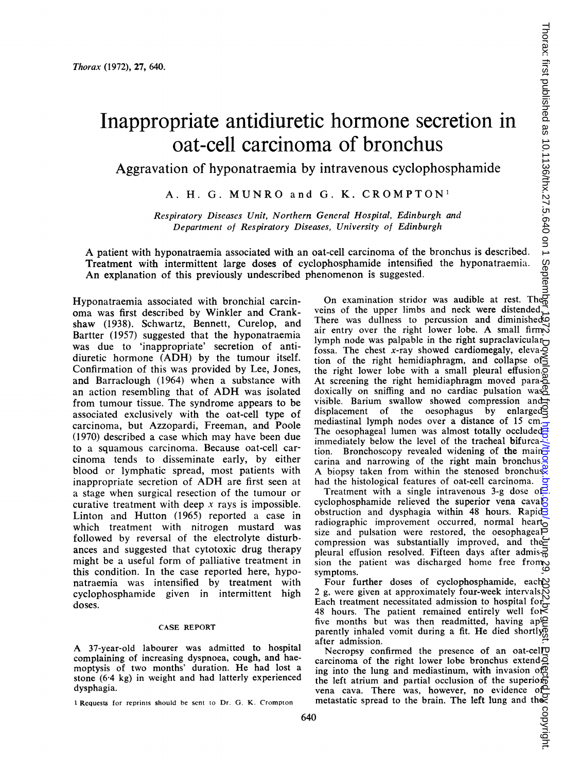# Inappropriate antidiuretic hormone secretion in oat-cell carcinoma of bronchus

## Aggravation of hyponatraemia by intravenous cyclophosphamide

A. H. G. MUNRO and G. K. CROMPTON[1]

*Respiratory Diseases Unit, Northern General Hospital, Edinburgh and Department of Respiratory Diseases, University of Edinburgh*

A patient with hyponatraemia associated with an oat-cell carcinoma of the bronchus is described. Treatment with intermittent large doses of cyclophosphamide intensified the hyponatraemia. An explanation of this previously undescribed phenomenon is suggested.

Hyponatraemia associated with bronchial carcinoma was first described by Winkler and Crankshaw (1938). Schwartz, Bennett, Curelop, and Bartter (1957) suggested that the hyponatraemia was due to 'inappropriate' secretion of antidiuretic hormone (ADH) by the tumour itself. Confirmation of this was provided by Lee, Jones, and Barraclough (1964) when a substance with an action resembling that of ADH was isolated from tumour tissue. The syndrome appears to be associated exclusively with the oat-cell type of carcinoma, but Azzopardi, Freeman, and Poole (1970) described a case which may have been due to a squamous carcinoma. Because oat-cell carcinoma tends to disseminate early, by either blood or lymphatic spread, most patients with inappropriate secretion of ADH are first seen at a stage when surgical resection of the tumour or curative treatment with deep *x* rays is impossible. Linton and Hutton (1965) reported a case in which treatment with nitrogen mustard was followed by reversal of the electrolyte disturbances and suggested that cytotoxic drug therapy might be a useful form of palliative treatment in this condition. In the case reported here, hyponatraemia was intensified by treatment with cyclophosphamide given in intermittent high doses.

### CASE REPORT

A 37-year-old labourer was admitted to hospital complaining of increasing dyspnoea, cough, and haemoptysis of two months' duration. He had lost a stone (6·4 kg) in weight and had latterly experienced dysphagia.

On examination stridor was audible at rest. The veins of the upper limbs and neck were distended. There was dullness to percussion and diminished air entry over the right lower lobe. A small firm lymph node was palpable in the right supraclavicular fossa. The chest *x*-ray showed cardiomegaly, elevation of the right hemidiaphragm, and collapse of the right lower lobe with a small pleural effusion. At screening the right hemidiaphragm moved paradoxically on sniffing and no cardiac pulsation was visible. Barium swallow showed compression and displacement of the oesophagus by enlarged mediastinal lymph nodes over a distance of 15 cm. The oesophageal lumen was almost totally occluded immediately below the level of the tracheal bifurcation. Bronchoscopy revealed widening of the main carina and narrowing of the right main bronchus. A biopsy taken from within the stenosed bronchus had the histological features of oat-cell carcinoma.

Treatment with a single intravenous 3-g dose of cyclophosphamide relieved the superior vena caval obstruction and dysphagia within 48 hours. Rapid radiographic improvement occurred, normal heart size and pulsation were restored, the oesophageal compression was substantially improved, and the pleural effusion resolved. Fifteen days after admission the patient was discharged home free from symptoms.

Four further doses of cyclophosphamide, each 2 g, were given at approximately four-week intervals. Each treatment necessitated admission to hospital for 48 hours. The patient remained entirely well for five months but was then readmitted, having apparently inhaled vomit during a fit. He died shortly after admission.

Necropsy confirmed the presence of an oat-cell carcinoma of the right lower lobe bronchus extending into the lung and mediastinum, with invasion of the left atrium and partial occlusion of the superior vena cava. There was, however, no evidence of metastatic spread to the brain. The left lung and the

[1] Requests for reprints should be sent to Dr. G. K. Crompton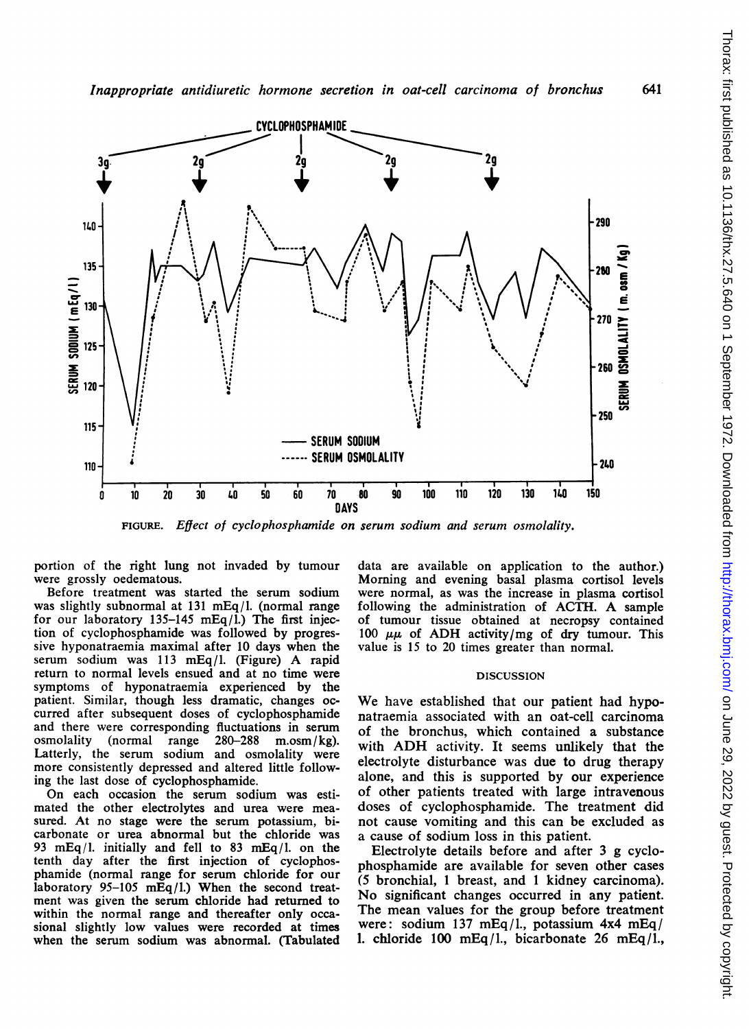FIGURE. *Effect of cyclophosphamide on serum sodium and serum osmolality.*

portion of the right lung not invaded by tumour were grossly oedematous.

Before treatment was started the serum sodium was slightly subnormal at 131 mEq/l. (normal range for our laboratory 135–145 mEq/l.) The first injection of cyclophosphamide was followed by progressive hyponatraemia maximal after 10 days when the serum sodium was 113 mEq/l. (Figure) A rapid return to normal levels ensued and at no time were symptoms of hyponatraemia experienced by the patient. Similar, though less dramatic, changes occurred after subsequent doses of cyclophosphamide and there were corresponding fluctuations in serum osmolality (normal range 280–288 m.osm/kg). Latterly, the serum sodium and osmolality were more consistently depressed and altered little following the last dose of cyclophosphamide.

On each occasion the serum sodium was estimated the other electrolytes and urea were measured. At no stage were the serum potassium, bicarbonate or urea abnormal but the chloride was 93 mEq/l. initially and fell to 83 mEq/l. on the tenth day after the first injection of cyclophosphamide (normal range for serum chloride for our laboratory 95–105 mEq/l.) When the second treatment was given the serum chloride had returned to within the normal range and thereafter only occasional slightly low values were recorded at times when the serum sodium was abnormal. (Tabulated data are available on application to the author.) Morning and evening basal plasma cortisol levels were normal, as was the increase in plasma cortisol following the administration of ACTH. A sample of tumour tissue obtained at necropsy contained 100 $\mu\mu$ of ADH activity/mg of dry tumour. This value is 15 to 20 times greater than normal.

## DISCUSSION

We have established that our patient had hyponatraemia associated with an oat-cell carcinoma of the bronchus, which contained a substance with ADH activity. It seems unlikely that the electrolyte disturbance was due to drug therapy alone, and this is supported by our experience of other patients treated with large intravenous doses of cyclophosphamide. The treatment did not cause vomiting and this can be excluded as a cause of sodium loss in this patient.

Electrolyte details before and after 3 g cyclophosphamide are available for seven other cases (5 bronchial, 1 breast, and 1 kidney carcinoma). No significant changes occurred in any patient. The mean values for the group before treatment were: sodium 137 mEq/l., potassium 4·4 mEq/l. chloride 100 mEq/l., bicarbonate 26 mEq/l.,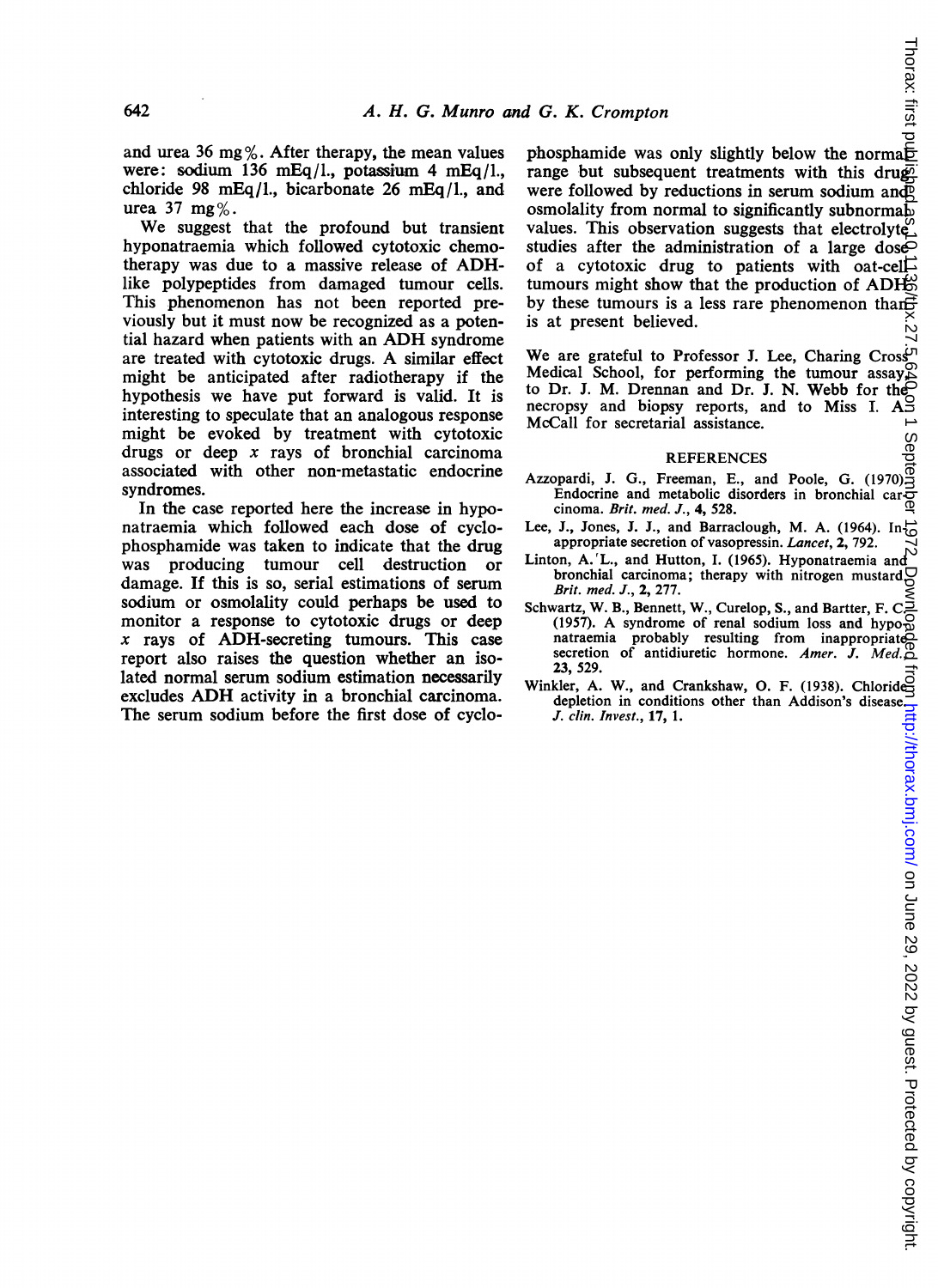and urea 36 mg%. After therapy, the mean values were: sodium 136 mEq/l., potassium 4 mEq/l., chloride 98 mEq/l., bicarbonate 26 mEq/l., and urea 37 mg%.

We suggest that the profound but transient hyponatraemia which followed cytotoxic chemotherapy was due to a massive release of ADH-like polypeptides from damaged tumour cells. This phenomenon has not been reported previously but it must now be recognized as a potential hazard when patients with an ADH syndrome are treated with cytotoxic drugs. A similar effect might be anticipated after radiotherapy if the hypothesis we have put forward is valid. It is interesting to speculate that an analogous response might be evoked by treatment with cytotoxic drugs or deep *x* rays of bronchial carcinoma associated with other non-metastatic endocrine syndromes.

In the case reported here the increase in hyponatraemia which followed each dose of cyclophosphamide was taken to indicate that the drug was producing tumour cell destruction or damage. If this is so, serial estimations of serum sodium or osmolality could perhaps be used to monitor a response to cytotoxic drugs or deep *x* rays of ADH-secreting tumours. This case report also raises the question whether an isolated normal serum sodium estimation necessarily excludes ADH activity in a bronchial carcinoma. The serum sodium before the first dose of cyclophosphamide was only slightly below the normal range but subsequent treatments with this drug were followed by reductions in serum sodium and osmolality from normal to significantly subnormal values. This observation suggests that electrolyte studies after the administration of a large dose of a cytotoxic drug to patients with oat-cell tumours might show that the production of ADH by these tumours is a less rare phenomenon than is at present believed.

We are grateful to Professor J. Lee, Charing Cross Medical School, for performing the tumour assay, to Dr. J. M. Drennan and Dr. J. N. Webb for the necropsy and biopsy reports, and to Miss I. A. McCall for secretarial assistance.

## REFERENCES

Azzopardi, J. G., Freeman, E., and Poole, G. (1970). Endocrine and metabolic disorders in bronchial carcinoma. *Brit. med. J.*, **4**, 528.

Lee, J., Jones, J. J., and Barraclough, M. A. (1964). Inappropriate secretion of vasopressin. *Lancet*, **2**, 792.

Linton, A. L., and Hutton, I. (1965). Hyponatraemia and bronchial carcinoma; therapy with nitrogen mustard. *Brit. med. J.*, **2**, 277.

Schwartz, W. B., Bennett, W., Curelop, S., and Bartter, F. C. (1957). A syndrome of renal sodium loss and hyponatraemia probably resulting from inappropriate secretion of antidiuretic hormone. *Amer. J. Med.* **23**, 529.

Winkler, A. W., and Crankshaw, O. F. (1938). Chloride depletion in conditions other than Addison's disease. *J. clin. Invest.*, **17**, 1.